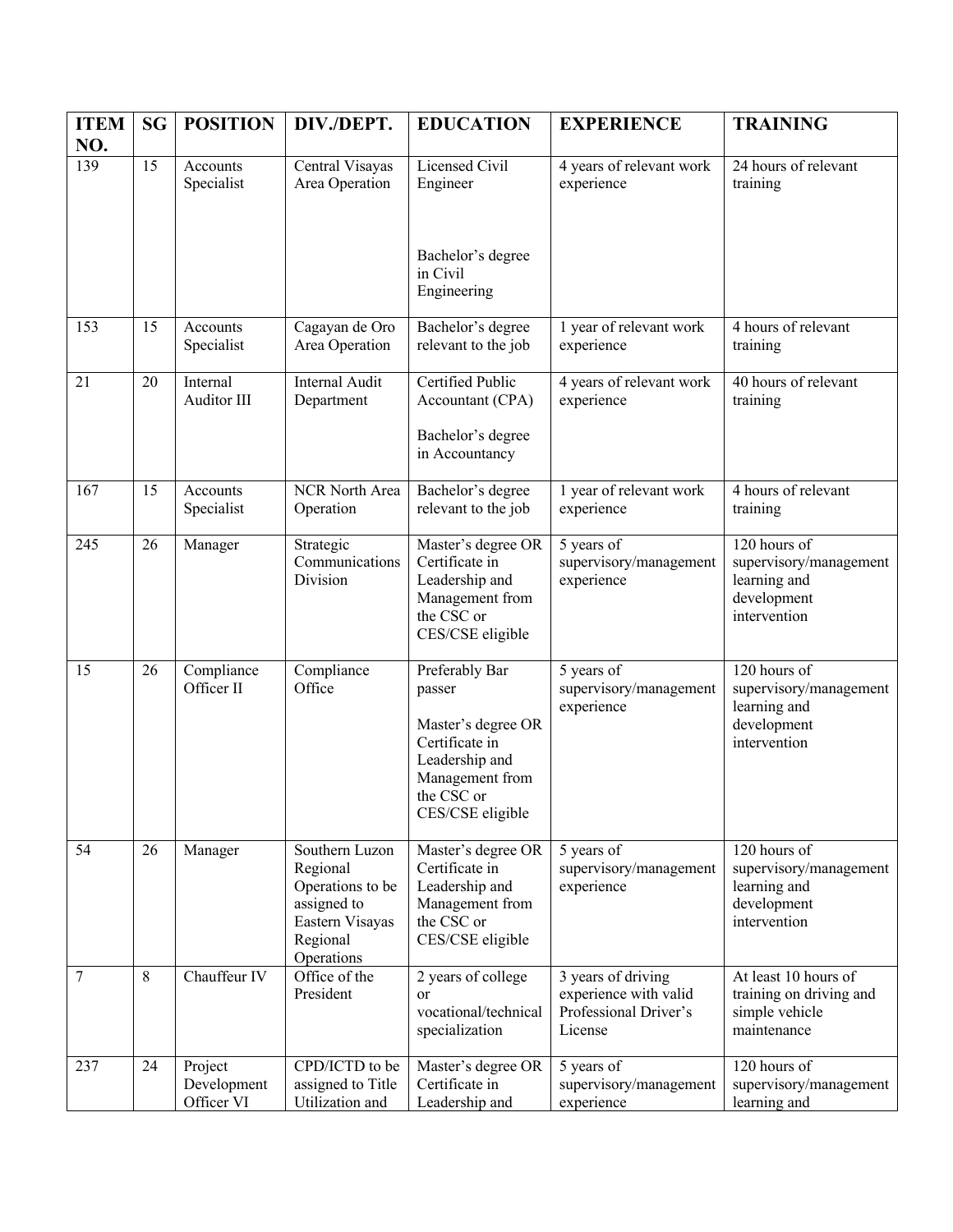| ITEM NO. | SG | POSITION | DIV./DEPT. | EDUCATION | EXPERIENCE | TRAINING |
|---|---|---|---|---|---|---|
| 139 | 15 | Accounts Specialist | Central Visayas Area Operation | Licensed Civil Engineer<br><br>Bachelor's degree in Civil Engineering | 4 years of relevant work experience | 24 hours of relevant training |
| 153 | 15 | Accounts Specialist | Cagayan de Oro Area Operation | Bachelor's degree relevant to the job | 1 year of relevant work experience | 4 hours of relevant training |
| 21 | 20 | Internal Auditor III | Internal Audit Department | Certified Public Accountant (CPA)<br><br>Bachelor's degree in Accountancy | 4 years of relevant work experience | 40 hours of relevant training |
| 167 | 15 | Accounts Specialist | NCR North Area Operation | Bachelor's degree relevant to the job | 1 year of relevant work experience | 4 hours of relevant training |
| 245 | 26 | Manager | Strategic Communications Division | Master's degree OR Certificate in Leadership and Management from the CSC or CES/CSE eligible | 5 years of supervisory/management experience | 120 hours of supervisory/management learning and development intervention |
| 15 | 26 | Compliance Officer II | Compliance Office | Preferably Bar passer<br><br>Master's degree OR Certificate in Leadership and Management from the CSC or CES/CSE eligible | 5 years of supervisory/management experience | 120 hours of supervisory/management learning and development intervention |
| 54 | 26 | Manager | Southern Luzon Regional Operations to be assigned to Eastern Visayas Regional Operations | Master's degree OR Certificate in Leadership and Management from the CSC or CES/CSE eligible | 5 years of supervisory/management experience | 120 hours of supervisory/management learning and development intervention |
| 7 | 8 | Chauffeur IV | Office of the President | 2 years of college or vocational/technical specialization | 3 years of driving experience with valid Professional Driver's License | At least 10 hours of training on driving and simple vehicle maintenance |
| 237 | 24 | Project Development Officer VI | CPD/ICTD to be assigned to Title Utilization and | Master's degree OR Certificate in Leadership and | 5 years of supervisory/management experience | 120 hours of supervisory/management learning and |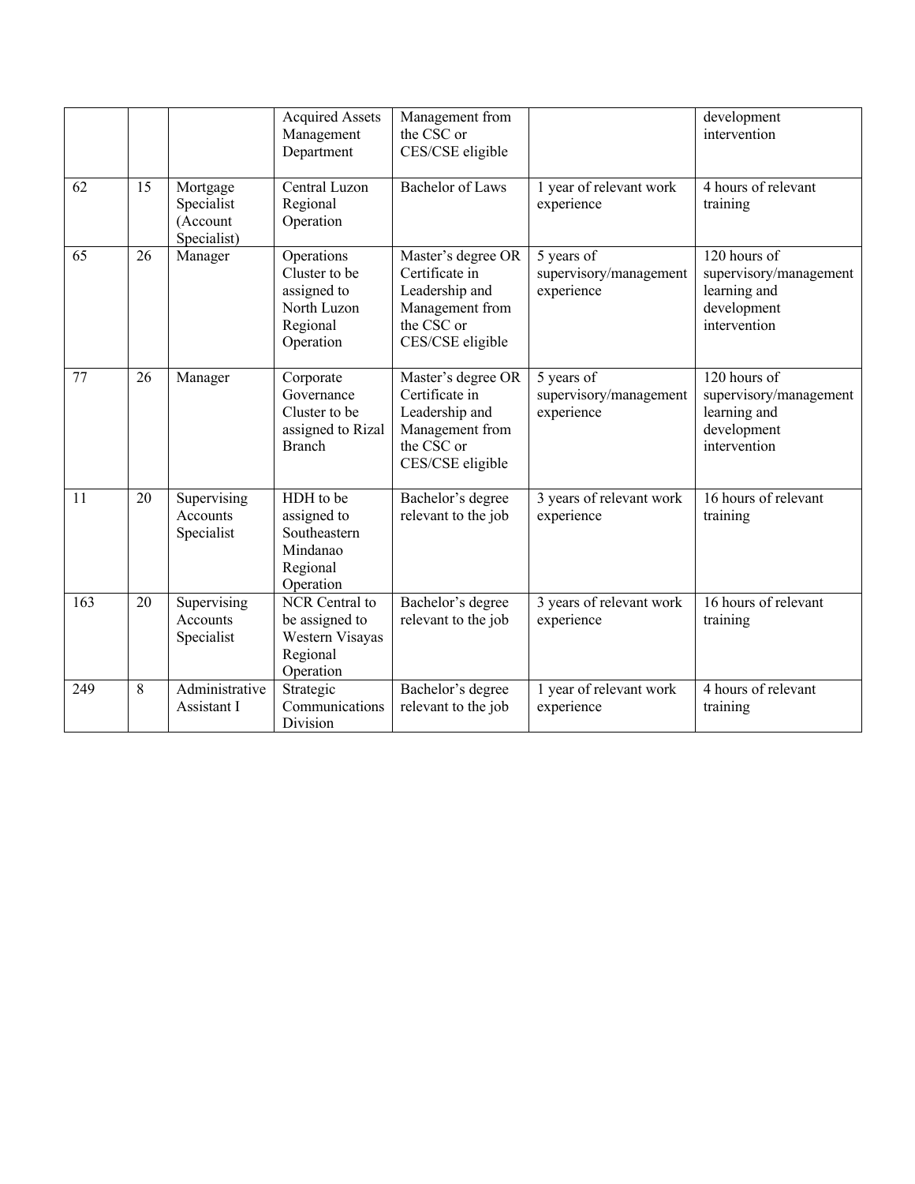| | | | | | | |
|---|---|---|---|---|---|---|
| | | | Acquired Assets Management Department | Management from the CSC or CES/CSE eligible | | development intervention |
| 62 | 15 | Mortgage Specialist (Account Specialist) | Central Luzon Regional Operation | Bachelor of Laws | 1 year of relevant work experience | 4 hours of relevant training |
| 65 | 26 | Manager | Operations Cluster to be assigned to North Luzon Regional Operation | Master's degree OR Certificate in Leadership and Management from the CSC or CES/CSE eligible | 5 years of supervisory/management experience | 120 hours of supervisory/management learning and development intervention |
| 77 | 26 | Manager | Corporate Governance Cluster to be assigned to Rizal Branch | Master's degree OR Certificate in Leadership and Management from the CSC or CES/CSE eligible | 5 years of supervisory/management experience | 120 hours of supervisory/management learning and development intervention |
| 11 | 20 | Supervising Accounts Specialist | HDH to be assigned to Southeastern Mindanao Regional Operation | Bachelor's degree relevant to the job | 3 years of relevant work experience | 16 hours of relevant training |
| 163 | 20 | Supervising Accounts Specialist | NCR Central to be assigned to Western Visayas Regional Operation | Bachelor's degree relevant to the job | 3 years of relevant work experience | 16 hours of relevant training |
| 249 | 8 | Administrative Assistant I | Strategic Communications Division | Bachelor's degree relevant to the job | 1 year of relevant work experience | 4 hours of relevant training |